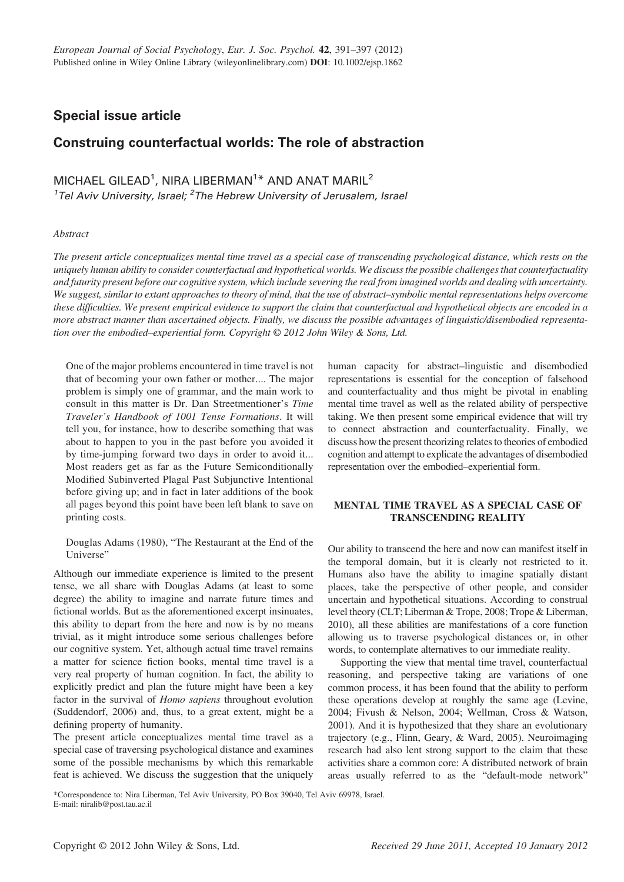## Special issue article

# Construing counterfactual worlds: The role of abstraction

MICHAEL GILEAD[1], NIRA LIBERMAN[1]* AND ANAT MARIL[2]

[1]*Tel Aviv University, Israel;* [2]*The Hebrew University of Jerusalem, Israel*

*Abstract*

*The present article conceptualizes mental time travel as a special case of transcending psychological distance, which rests on the uniquely human ability to consider counterfactual and hypothetical worlds. We discuss the possible challenges that counterfactuality and futurity present before our cognitive system, which include severing the real from imagined worlds and dealing with uncertainty. We suggest, similar to extant approaches to theory of mind, that the use of abstract–symbolic mental representations helps overcome these difficulties. We present empirical evidence to support the claim that counterfactual and hypothetical objects are encoded in a more abstract manner than ascertained objects. Finally, we discuss the possible advantages of linguistic/disembodied representation over the embodied–experiential form. Copyright © 2012 John Wiley & Sons, Ltd.*

> One of the major problems encountered in time travel is not that of becoming your own father or mother.... The major problem is simply one of grammar, and the main work to consult in this matter is Dr. Dan Streetmentioner's *Time Traveler's Handbook of 1001 Tense Formations*. It will tell you, for instance, how to describe something that was about to happen to you in the past before you avoided it by time-jumping forward two days in order to avoid it... Most readers get as far as the Future Semiconditionally Modified Subinverted Plagal Past Subjunctive Intentional before giving up; and in fact in later additions of the book all pages beyond this point have been left blank to save on printing costs.
>
> Douglas Adams (1980), "The Restaurant at the End of the Universe"

Although our immediate experience is limited to the present tense, we all share with Douglas Adams (at least to some degree) the ability to imagine and narrate future times and fictional worlds. But as the aforementioned excerpt insinuates, this ability to depart from the here and now is by no means trivial, as it might introduce some serious challenges before our cognitive system. Yet, although actual time travel remains a matter for science fiction books, mental time travel is a very real property of human cognition. In fact, the ability to explicitly predict and plan the future might have been a key factor in the survival of *Homo sapiens* throughout evolution (Suddendorf, 2006) and, thus, to a great extent, might be a defining property of humanity.

The present article conceptualizes mental time travel as a special case of traversing psychological distance and examines some of the possible mechanisms by which this remarkable feat is achieved. We discuss the suggestion that the uniquely human capacity for abstract–linguistic and disembodied representations is essential for the conception of falsehood and counterfactuality and thus might be pivotal in enabling mental time travel as well as the related ability of perspective taking. We then present some empirical evidence that will try to connect abstraction and counterfactuality. Finally, we discuss how the present theorizing relates to theories of embodied cognition and attempt to explicate the advantages of disembodied representation over the embodied–experiential form.

## MENTAL TIME TRAVEL AS A SPECIAL CASE OF TRANSCENDING REALITY

Our ability to transcend the here and now can manifest itself in the temporal domain, but it is clearly not restricted to it. Humans also have the ability to imagine spatially distant places, take the perspective of other people, and consider uncertain and hypothetical situations. According to construal level theory (CLT; Liberman & Trope, 2008; Trope & Liberman, 2010), all these abilities are manifestations of a core function allowing us to traverse psychological distances or, in other words, to contemplate alternatives to our immediate reality.

Supporting the view that mental time travel, counterfactual reasoning, and perspective taking are variations of one common process, it has been found that the ability to perform these operations develop at roughly the same age (Levine, 2004; Fivush & Nelson, 2004; Wellman, Cross & Watson, 2001). And it is hypothesized that they share an evolutionary trajectory (e.g., Flinn, Geary, & Ward, 2005). Neuroimaging research had also lent strong support to the claim that these activities share a common core: A distributed network of brain areas usually referred to as the "default-mode network"

*Correspondence to: Nira Liberman, Tel Aviv University, PO Box 39040, Tel Aviv 69978, Israel.
E-mail: niralib@post.tau.ac.il

*Received 29 June 2011, Accepted 10 January 2012*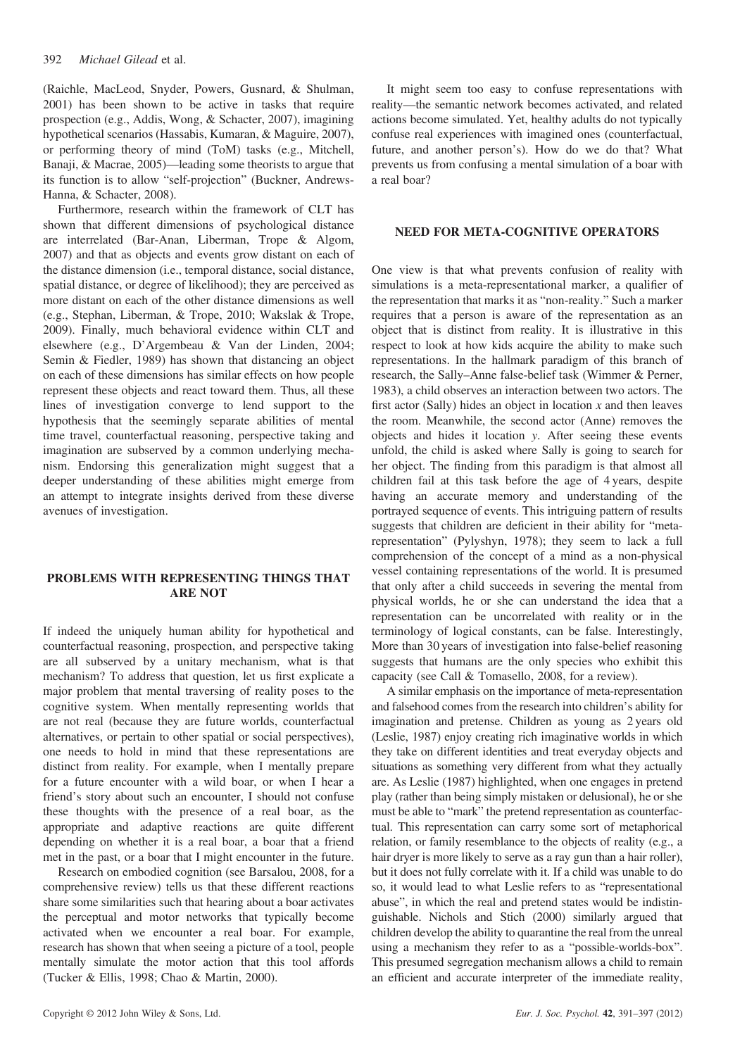(Raichle, MacLeod, Snyder, Powers, Gusnard, & Shulman, 2001) has been shown to be active in tasks that require prospection (e.g., Addis, Wong, & Schacter, 2007), imagining hypothetical scenarios (Hassabis, Kumaran, & Maguire, 2007), or performing theory of mind (ToM) tasks (e.g., Mitchell, Banaji, & Macrae, 2005)—leading some theorists to argue that its function is to allow "self-projection" (Buckner, Andrews-Hanna, & Schacter, 2008).

Furthermore, research within the framework of CLT has shown that different dimensions of psychological distance are interrelated (Bar-Anan, Liberman, Trope & Algom, 2007) and that as objects and events grow distant on each of the distance dimension (i.e., temporal distance, social distance, spatial distance, or degree of likelihood); they are perceived as more distant on each of the other distance dimensions as well (e.g., Stephan, Liberman, & Trope, 2010; Wakslak & Trope, 2009). Finally, much behavioral evidence within CLT and elsewhere (e.g., D'Argembeau & Van der Linden, 2004; Semin & Fiedler, 1989) has shown that distancing an object on each of these dimensions has similar effects on how people represent these objects and react toward them. Thus, all these lines of investigation converge to lend support to the hypothesis that the seemingly separate abilities of mental time travel, counterfactual reasoning, perspective taking and imagination are subserved by a common underlying mechanism. Endorsing this generalization might suggest that a deeper understanding of these abilities might emerge from an attempt to integrate insights derived from these diverse avenues of investigation.

## PROBLEMS WITH REPRESENTING THINGS THAT ARE NOT

If indeed the uniquely human ability for hypothetical and counterfactual reasoning, prospection, and perspective taking are all subserved by a unitary mechanism, what is that mechanism? To address that question, let us first explicate a major problem that mental traversing of reality poses to the cognitive system. When mentally representing worlds that are not real (because they are future worlds, counterfactual alternatives, or pertain to other spatial or social perspectives), one needs to hold in mind that these representations are distinct from reality. For example, when I mentally prepare for a future encounter with a wild boar, or when I hear a friend's story about such an encounter, I should not confuse these thoughts with the presence of a real boar, as the appropriate and adaptive reactions are quite different depending on whether it is a real boar, a boar that a friend met in the past, or a boar that I might encounter in the future.

Research on embodied cognition (see Barsalou, 2008, for a comprehensive review) tells us that these different reactions share some similarities such that hearing about a boar activates the perceptual and motor networks that typically become activated when we encounter a real boar. For example, research has shown that when seeing a picture of a tool, people mentally simulate the motor action that this tool affords (Tucker & Ellis, 1998; Chao & Martin, 2000).

It might seem too easy to confuse representations with reality—the semantic network becomes activated, and related actions become simulated. Yet, healthy adults do not typically confuse real experiences with imagined ones (counterfactual, future, and another person's). How do we do that? What prevents us from confusing a mental simulation of a boar with a real boar?

## NEED FOR META-COGNITIVE OPERATORS

One view is that what prevents confusion of reality with simulations is a meta-representational marker, a qualifier of the representation that marks it as "non-reality." Such a marker requires that a person is aware of the representation as an object that is distinct from reality. It is illustrative in this respect to look at how kids acquire the ability to make such representations. In the hallmark paradigm of this branch of research, the Sally–Anne false-belief task (Wimmer & Perner, 1983), a child observes an interaction between two actors. The first actor (Sally) hides an object in location *x* and then leaves the room. Meanwhile, the second actor (Anne) removes the objects and hides it location *y*. After seeing these events unfold, the child is asked where Sally is going to search for her object. The finding from this paradigm is that almost all children fail at this task before the age of 4 years, despite having an accurate memory and understanding of the portrayed sequence of events. This intriguing pattern of results suggests that children are deficient in their ability for "meta-representation" (Pylyshyn, 1978); they seem to lack a full comprehension of the concept of a mind as a non-physical vessel containing representations of the world. It is presumed that only after a child succeeds in severing the mental from physical worlds, he or she can understand the idea that a representation can be uncorrelated with reality or in the terminology of logical constants, can be false. Interestingly, More than 30 years of investigation into false-belief reasoning suggests that humans are the only species who exhibit this capacity (see Call & Tomasello, 2008, for a review).

A similar emphasis on the importance of meta-representation and falsehood comes from the research into children's ability for imagination and pretense. Children as young as 2 years old (Leslie, 1987) enjoy creating rich imaginative worlds in which they take on different identities and treat everyday objects and situations as something very different from what they actually are. As Leslie (1987) highlighted, when one engages in pretend play (rather than being simply mistaken or delusional), he or she must be able to "mark" the pretend representation as counterfactual. This representation can carry some sort of metaphorical relation, or family resemblance to the objects of reality (e.g., a hair dryer is more likely to serve as a ray gun than a hair roller), but it does not fully correlate with it. If a child was unable to do so, it would lead to what Leslie refers to as "representational abuse", in which the real and pretend states would be indistinguishable. Nichols and Stich (2000) similarly argued that children develop the ability to quarantine the real from the unreal using a mechanism they refer to as a "possible-worlds-box". This presumed segregation mechanism allows a child to remain an efficient and accurate interpreter of the immediate reality,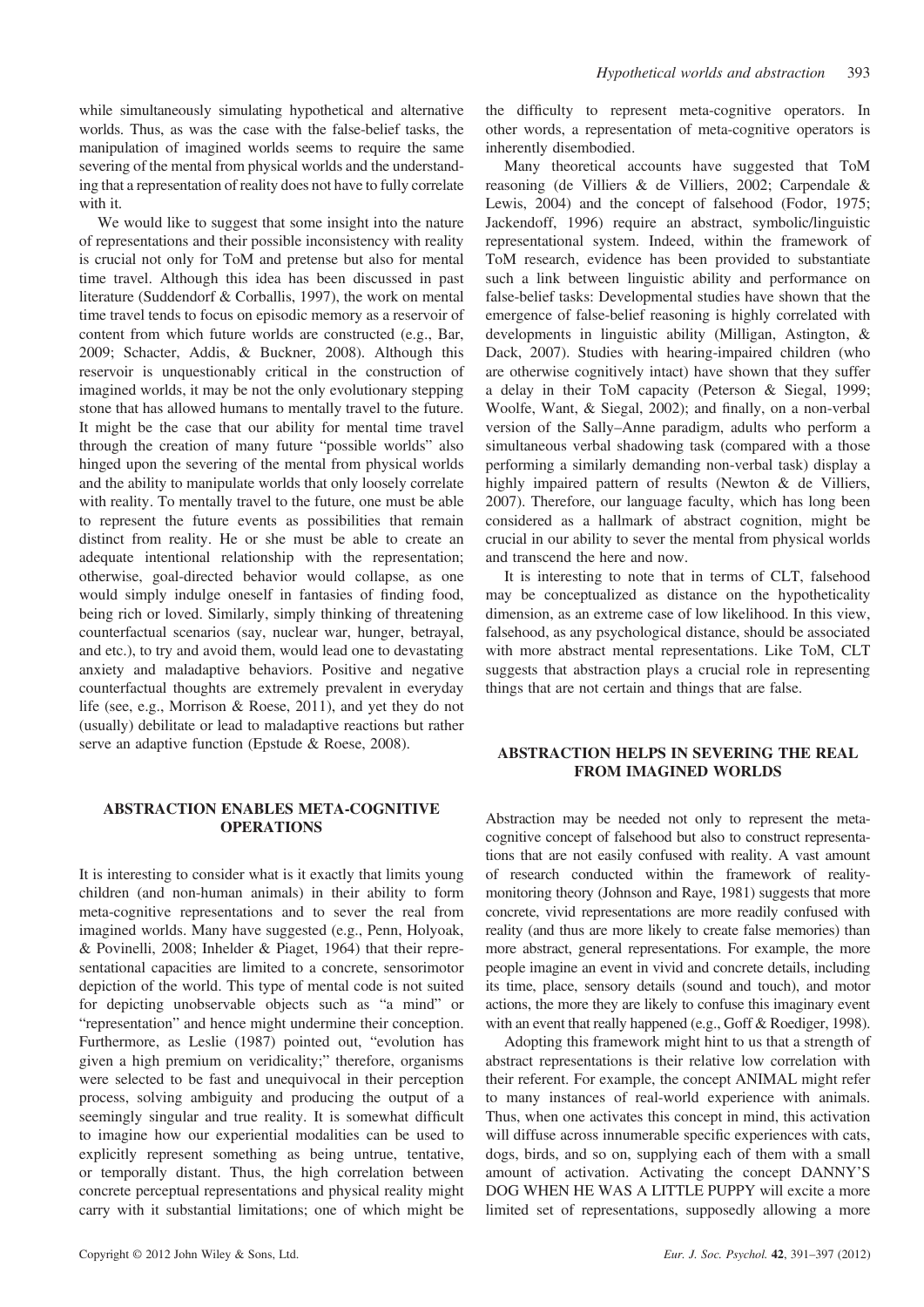while simultaneously simulating hypothetical and alternative worlds. Thus, as was the case with the false-belief tasks, the manipulation of imagined worlds seems to require the same severing of the mental from physical worlds and the understanding that a representation of reality does not have to fully correlate with it.

We would like to suggest that some insight into the nature of representations and their possible inconsistency with reality is crucial not only for ToM and pretense but also for mental time travel. Although this idea has been discussed in past literature (Suddendorf & Corballis, 1997), the work on mental time travel tends to focus on episodic memory as a reservoir of content from which future worlds are constructed (e.g., Bar, 2009; Schacter, Addis, & Buckner, 2008). Although this reservoir is unquestionably critical in the construction of imagined worlds, it may be not the only evolutionary stepping stone that has allowed humans to mentally travel to the future. It might be the case that our ability for mental time travel through the creation of many future "possible worlds" also hinged upon the severing of the mental from physical worlds and the ability to manipulate worlds that only loosely correlate with reality. To mentally travel to the future, one must be able to represent the future events as possibilities that remain distinct from reality. He or she must be able to create an adequate intentional relationship with the representation; otherwise, goal-directed behavior would collapse, as one would simply indulge oneself in fantasies of finding food, being rich or loved. Similarly, simply thinking of threatening counterfactual scenarios (say, nuclear war, hunger, betrayal, and etc.), to try and avoid them, would lead one to devastating anxiety and maladaptive behaviors. Positive and negative counterfactual thoughts are extremely prevalent in everyday life (see, e.g., Morrison & Roese, 2011), and yet they do not (usually) debilitate or lead to maladaptive reactions but rather serve an adaptive function (Epstude & Roese, 2008).

## ABSTRACTION ENABLES META-COGNITIVE OPERATIONS

It is interesting to consider what is it exactly that limits young children (and non-human animals) in their ability to form meta-cognitive representations and to sever the real from imagined worlds. Many have suggested (e.g., Penn, Holyoak, & Povinelli, 2008; Inhelder & Piaget, 1964) that their representational capacities are limited to a concrete, sensorimotor depiction of the world. This type of mental code is not suited for depicting unobservable objects such as "a mind" or "representation" and hence might undermine their conception. Furthermore, as Leslie (1987) pointed out, "evolution has given a high premium on veridicality;" therefore, organisms were selected to be fast and unequivocal in their perception process, solving ambiguity and producing the output of a seemingly singular and true reality. It is somewhat difficult to imagine how our experiential modalities can be used to explicitly represent something as being untrue, tentative, or temporally distant. Thus, the high correlation between concrete perceptual representations and physical reality might carry with it substantial limitations; one of which might be the difficulty to represent meta-cognitive operators. In other words, a representation of meta-cognitive operators is inherently disembodied.

Many theoretical accounts have suggested that ToM reasoning (de Villiers & de Villiers, 2002; Carpendale & Lewis, 2004) and the concept of falsehood (Fodor, 1975; Jackendoff, 1996) require an abstract, symbolic/linguistic representational system. Indeed, within the framework of ToM research, evidence has been provided to substantiate such a link between linguistic ability and performance on false-belief tasks: Developmental studies have shown that the emergence of false-belief reasoning is highly correlated with developments in linguistic ability (Milligan, Astington, & Dack, 2007). Studies with hearing-impaired children (who are otherwise cognitively intact) have shown that they suffer a delay in their ToM capacity (Peterson & Siegal, 1999; Woolfe, Want, & Siegal, 2002); and finally, on a non-verbal version of the Sally–Anne paradigm, adults who perform a simultaneous verbal shadowing task (compared with a those performing a similarly demanding non-verbal task) display a highly impaired pattern of results (Newton & de Villiers, 2007). Therefore, our language faculty, which has long been considered as a hallmark of abstract cognition, might be crucial in our ability to sever the mental from physical worlds and transcend the here and now.

It is interesting to note that in terms of CLT, falsehood may be conceptualized as distance on the hypotheticality dimension, as an extreme case of low likelihood. In this view, falsehood, as any psychological distance, should be associated with more abstract mental representations. Like ToM, CLT suggests that abstraction plays a crucial role in representing things that are not certain and things that are false.

## ABSTRACTION HELPS IN SEVERING THE REAL FROM IMAGINED WORLDS

Abstraction may be needed not only to represent the meta-cognitive concept of falsehood but also to construct representations that are not easily confused with reality. A vast amount of research conducted within the framework of reality-monitoring theory (Johnson and Raye, 1981) suggests that more concrete, vivid representations are more readily confused with reality (and thus are more likely to create false memories) than more abstract, general representations. For example, the more people imagine an event in vivid and concrete details, including its time, place, sensory details (sound and touch), and motor actions, the more they are likely to confuse this imaginary event with an event that really happened (e.g., Goff & Roediger, 1998).

Adopting this framework might hint to us that a strength of abstract representations is their relative low correlation with their referent. For example, the concept ANIMAL might refer to many instances of real-world experience with animals. Thus, when one activates this concept in mind, this activation will diffuse across innumerable specific experiences with cats, dogs, birds, and so on, supplying each of them with a small amount of activation. Activating the concept DANNY'S DOG WHEN HE WAS A LITTLE PUPPY will excite a more limited set of representations, supposedly allowing a more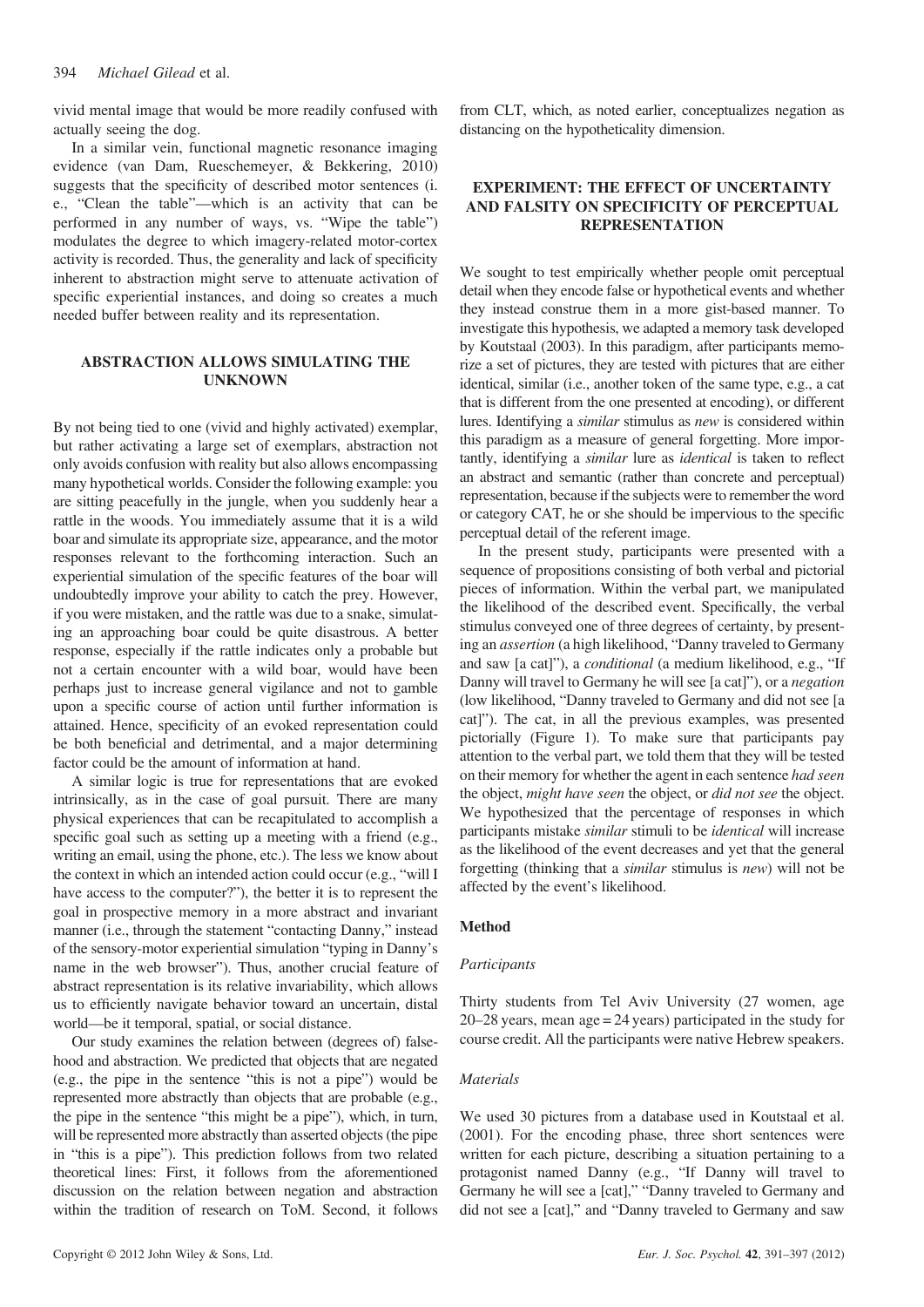vivid mental image that would be more readily confused with actually seeing the dog.

In a similar vein, functional magnetic resonance imaging evidence (van Dam, Rueschemeyer, & Bekkering, 2010) suggests that the specificity of described motor sentences (i. e., "Clean the table"—which is an activity that can be performed in any number of ways, vs. "Wipe the table") modulates the degree to which imagery-related motor-cortex activity is recorded. Thus, the generality and lack of specificity inherent to abstraction might serve to attenuate activation of specific experiential instances, and doing so creates a much needed buffer between reality and its representation.

## ABSTRACTION ALLOWS SIMULATING THE UNKNOWN

By not being tied to one (vivid and highly activated) exemplar, but rather activating a large set of exemplars, abstraction not only avoids confusion with reality but also allows encompassing many hypothetical worlds. Consider the following example: you are sitting peacefully in the jungle, when you suddenly hear a rattle in the woods. You immediately assume that it is a wild boar and simulate its appropriate size, appearance, and the motor responses relevant to the forthcoming interaction. Such an experiential simulation of the specific features of the boar will undoubtedly improve your ability to catch the prey. However, if you were mistaken, and the rattle was due to a snake, simulating an approaching boar could be quite disastrous. A better response, especially if the rattle indicates only a probable but not a certain encounter with a wild boar, would have been perhaps just to increase general vigilance and not to gamble upon a specific course of action until further information is attained. Hence, specificity of an evoked representation could be both beneficial and detrimental, and a major determining factor could be the amount of information at hand.

A similar logic is true for representations that are evoked intrinsically, as in the case of goal pursuit. There are many physical experiences that can be recapitulated to accomplish a specific goal such as setting up a meeting with a friend (e.g., writing an email, using the phone, etc.). The less we know about the context in which an intended action could occur (e.g., "will I have access to the computer?"), the better it is to represent the goal in prospective memory in a more abstract and invariant manner (i.e., through the statement "contacting Danny," instead of the sensory-motor experiential simulation "typing in Danny's name in the web browser"). Thus, another crucial feature of abstract representation is its relative invariability, which allows us to efficiently navigate behavior toward an uncertain, distal world—be it temporal, spatial, or social distance.

Our study examines the relation between (degrees of) falsehood and abstraction. We predicted that objects that are negated (e.g., the pipe in the sentence "this is not a pipe") would be represented more abstractly than objects that are probable (e.g., the pipe in the sentence "this might be a pipe"), which, in turn, will be represented more abstractly than asserted objects (the pipe in "this is a pipe"). This prediction follows from two related theoretical lines: First, it follows from the aforementioned discussion on the relation between negation and abstraction within the tradition of research on ToM. Second, it follows from CLT, which, as noted earlier, conceptualizes negation as distancing on the hypotheticality dimension.

## EXPERIMENT: THE EFFECT OF UNCERTAINTY AND FALSITY ON SPECIFICITY OF PERCEPTUAL REPRESENTATION

We sought to test empirically whether people omit perceptual detail when they encode false or hypothetical events and whether they instead construe them in a more gist-based manner. To investigate this hypothesis, we adapted a memory task developed by Koutstaal (2003). In this paradigm, after participants memorize a set of pictures, they are tested with pictures that are either identical, similar (i.e., another token of the same type, e.g., a cat that is different from the one presented at encoding), or different lures. Identifying a *similar* stimulus as *new* is considered within this paradigm as a measure of general forgetting. More importantly, identifying a *similar* lure as *identical* is taken to reflect an abstract and semantic (rather than concrete and perceptual) representation, because if the subjects were to remember the word or category CAT, he or she should be impervious to the specific perceptual detail of the referent image.

In the present study, participants were presented with a sequence of propositions consisting of both verbal and pictorial pieces of information. Within the verbal part, we manipulated the likelihood of the described event. Specifically, the verbal stimulus conveyed one of three degrees of certainty, by presenting an *assertion* (a high likelihood, "Danny traveled to Germany and saw [a cat]"), a *conditional* (a medium likelihood, e.g., "If Danny will travel to Germany he will see [a cat]"), or a *negation* (low likelihood, "Danny traveled to Germany and did not see [a cat]"). The cat, in all the previous examples, was presented pictorially (Figure 1). To make sure that participants pay attention to the verbal part, we told them that they will be tested on their memory for whether the agent in each sentence *had seen* the object, *might have seen* the object, or *did not see* the object. We hypothesized that the percentage of responses in which participants mistake *similar* stimuli to be *identical* will increase as the likelihood of the event decreases and yet that the general forgetting (thinking that a *similar* stimulus is *new*) will not be affected by the event's likelihood.

### Method

#### Participants

Thirty students from Tel Aviv University (27 women, age 20–28 years, mean age = 24 years) participated in the study for course credit. All the participants were native Hebrew speakers.

#### Materials

We used 30 pictures from a database used in Koutstaal et al. (2001). For the encoding phase, three short sentences were written for each picture, describing a situation pertaining to a protagonist named Danny (e.g., "If Danny will travel to Germany he will see a [cat]," "Danny traveled to Germany and did not see a [cat]," and "Danny traveled to Germany and saw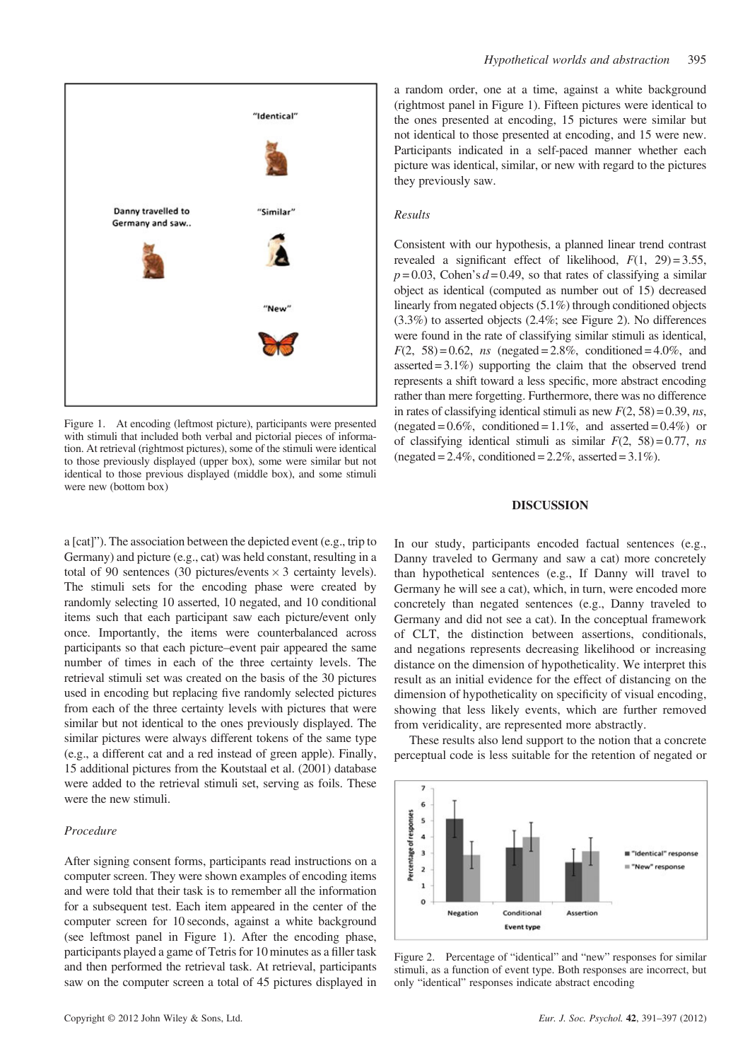Figure 1. At encoding (leftmost picture), participants were presented with stimuli that included both verbal and pictorial pieces of information. At retrieval (rightmost pictures), some of the stimuli were identical to those previously displayed (upper box), some were similar but not identical to those previous displayed (middle box), and some stimuli were new (bottom box)

a [cat]"). The association between the depicted event (e.g., trip to Germany) and picture (e.g., cat) was held constant, resulting in a total of 90 sentences (30 pictures/events × 3 certainty levels). The stimuli sets for the encoding phase were created by randomly selecting 10 asserted, 10 negated, and 10 conditional items such that each participant saw each picture/event only once. Importantly, the items were counterbalanced across participants so that each picture–event pair appeared the same number of times in each of the three certainty levels. The retrieval stimuli set was created on the basis of the 30 pictures used in encoding but replacing five randomly selected pictures from each of the three certainty levels with pictures that were similar but not identical to the ones previously displayed. The similar pictures were always different tokens of the same type (e.g., a different cat and a red instead of green apple). Finally, 15 additional pictures from the Koutstaal et al. (2001) database were added to the retrieval stimuli set, serving as foils. These were the new stimuli.

### Procedure

After signing consent forms, participants read instructions on a computer screen. They were shown examples of encoding items and were told that their task is to remember all the information for a subsequent test. Each item appeared in the center of the computer screen for 10 seconds, against a white background (see leftmost panel in Figure 1). After the encoding phase, participants played a game of Tetris for 10 minutes as a filler task and then performed the retrieval task. At retrieval, participants saw on the computer screen a total of 45 pictures displayed in a random order, one at a time, against a white background (rightmost panel in Figure 1). Fifteen pictures were identical to the ones presented at encoding, 15 pictures were similar but not identical to those presented at encoding, and 15 were new. Participants indicated in a self-paced manner whether each picture was identical, similar, or new with regard to the pictures they previously saw.

### Results

Consistent with our hypothesis, a planned linear trend contrast revealed a significant effect of likelihood, $F(1, 29) = 3.55$, $p = 0.03$, Cohen's $d = 0.49$, so that rates of classifying a similar object as identical (computed as number out of 15) decreased linearly from negated objects (5.1%) through conditioned objects (3.3%) to asserted objects (2.4%; see Figure 2). No differences were found in the rate of classifying similar stimuli as identical, $F(2, 58) = 0.62$, *ns* (negated = 2.8%, conditioned = 4.0%, and asserted = 3.1%) supporting the claim that the observed trend represents a shift toward a less specific, more abstract encoding rather than mere forgetting. Furthermore, there was no difference in rates of classifying identical stimuli as new $F(2, 58) = 0.39$, *ns*, (negated = 0.6%, conditioned = 1.1%, and asserted = 0.4%) or of classifying identical stimuli as similar $F(2, 58) = 0.77$, *ns* (negated = 2.4%, conditioned = 2.2%, asserted = 3.1%).

## DISCUSSION

In our study, participants encoded factual sentences (e.g., Danny traveled to Germany and saw a cat) more concretely than hypothetical sentences (e.g., If Danny will travel to Germany he will see a cat), which, in turn, were encoded more concretely than negated sentences (e.g., Danny traveled to Germany and did not see a cat). In the conceptual framework of CLT, the distinction between assertions, conditionals, and negations represents decreasing likelihood or increasing distance on the dimension of hypotheticality. We interpret this result as an initial evidence for the effect of distancing on the dimension of hypotheticality on specificity of visual encoding, showing that less likely events, which are further removed from veridicality, are represented more abstractly.

These results also lend support to the notion that a concrete perceptual code is less suitable for the retention of negated or

Figure 2. Percentage of "identical" and "new" responses for similar stimuli, as a function of event type. Both responses are incorrect, but only "identical" responses indicate abstract encoding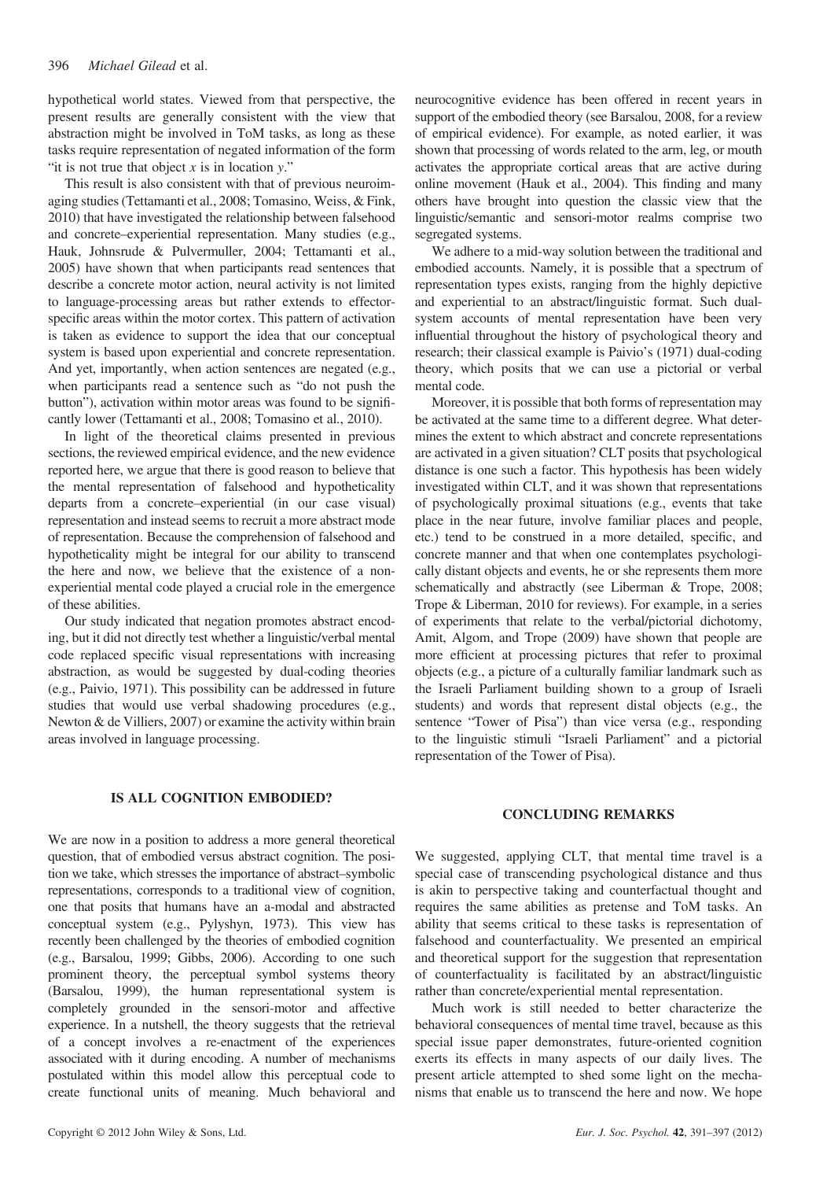hypothetical world states. Viewed from that perspective, the present results are generally consistent with the view that abstraction might be involved in ToM tasks, as long as these tasks require representation of negated information of the form "it is not true that object *x* is in location *y*."

This result is also consistent with that of previous neuroimaging studies (Tettamanti et al., 2008; Tomasino, Weiss, & Fink, 2010) that have investigated the relationship between falsehood and concrete–experiential representation. Many studies (e.g., Hauk, Johnsrude & Pulvermuller, 2004; Tettamanti et al., 2005) have shown that when participants read sentences that describe a concrete motor action, neural activity is not limited to language-processing areas but rather extends to effector-specific areas within the motor cortex. This pattern of activation is taken as evidence to support the idea that our conceptual system is based upon experiential and concrete representation. And yet, importantly, when action sentences are negated (e.g., when participants read a sentence such as "do not push the button"), activation within motor areas was found to be significantly lower (Tettamanti et al., 2008; Tomasino et al., 2010).

In light of the theoretical claims presented in previous sections, the reviewed empirical evidence, and the new evidence reported here, we argue that there is good reason to believe that the mental representation of falsehood and hypotheticality departs from a concrete–experiential (in our case visual) representation and instead seems to recruit a more abstract mode of representation. Because the comprehension of falsehood and hypotheticality might be integral for our ability to transcend the here and now, we believe that the existence of a non-experiential mental code played a crucial role in the emergence of these abilities.

Our study indicated that negation promotes abstract encoding, but it did not directly test whether a linguistic/verbal mental code replaced specific visual representations with increasing abstraction, as would be suggested by dual-coding theories (e.g., Paivio, 1971). This possibility can be addressed in future studies that would use verbal shadowing procedures (e.g., Newton & de Villiers, 2007) or examine the activity within brain areas involved in language processing.

## IS ALL COGNITION EMBODIED?

We are now in a position to address a more general theoretical question, that of embodied versus abstract cognition. The position we take, which stresses the importance of abstract–symbolic representations, corresponds to a traditional view of cognition, one that posits that humans have an a-modal and abstracted conceptual system (e.g., Pylyshyn, 1973). This view has recently been challenged by the theories of embodied cognition (e.g., Barsalou, 1999; Gibbs, 2006). According to one such prominent theory, the perceptual symbol systems theory (Barsalou, 1999), the human representational system is completely grounded in the sensori-motor and affective experience. In a nutshell, the theory suggests that the retrieval of a concept involves a re-enactment of the experiences associated with it during encoding. A number of mechanisms postulated within this model allow this perceptual code to create functional units of meaning. Much behavioral and neurocognitive evidence has been offered in recent years in support of the embodied theory (see Barsalou, 2008, for a review of empirical evidence). For example, as noted earlier, it was shown that processing of words related to the arm, leg, or mouth activates the appropriate cortical areas that are active during online movement (Hauk et al., 2004). This finding and many others have brought into question the classic view that the linguistic/semantic and sensori-motor realms comprise two segregated systems.

We adhere to a mid-way solution between the traditional and embodied accounts. Namely, it is possible that a spectrum of representation types exists, ranging from the highly depictive and experiential to an abstract/linguistic format. Such dual-system accounts of mental representation have been very influential throughout the history of psychological theory and research; their classical example is Paivio's (1971) dual-coding theory, which posits that we can use a pictorial or verbal mental code.

Moreover, it is possible that both forms of representation may be activated at the same time to a different degree. What determines the extent to which abstract and concrete representations are activated in a given situation? CLT posits that psychological distance is one such a factor. This hypothesis has been widely investigated within CLT, and it was shown that representations of psychologically proximal situations (e.g., events that take place in the near future, involve familiar places and people, etc.) tend to be construed in a more detailed, specific, and concrete manner and that when one contemplates psychologically distant objects and events, he or she represents them more schematically and abstractly (see Liberman & Trope, 2008; Trope & Liberman, 2010 for reviews). For example, in a series of experiments that relate to the verbal/pictorial dichotomy, Amit, Algom, and Trope (2009) have shown that people are more efficient at processing pictures that refer to proximal objects (e.g., a picture of a culturally familiar landmark such as the Israeli Parliament building shown to a group of Israeli students) and words that represent distal objects (e.g., the sentence "Tower of Pisa") than vice versa (e.g., responding to the linguistic stimuli "Israeli Parliament" and a pictorial representation of the Tower of Pisa).

## CONCLUDING REMARKS

We suggested, applying CLT, that mental time travel is a special case of transcending psychological distance and thus is akin to perspective taking and counterfactual thought and requires the same abilities as pretense and ToM tasks. An ability that seems critical to these tasks is representation of falsehood and counterfactuality. We presented an empirical and theoretical support for the suggestion that representation of counterfactuality is facilitated by an abstract/linguistic rather than concrete/experiential mental representation.

Much work is still needed to better characterize the behavioral consequences of mental time travel, because as this special issue paper demonstrates, future-oriented cognition exerts its effects in many aspects of our daily lives. The present article attempted to shed some light on the mechanisms that enable us to transcend the here and now. We hope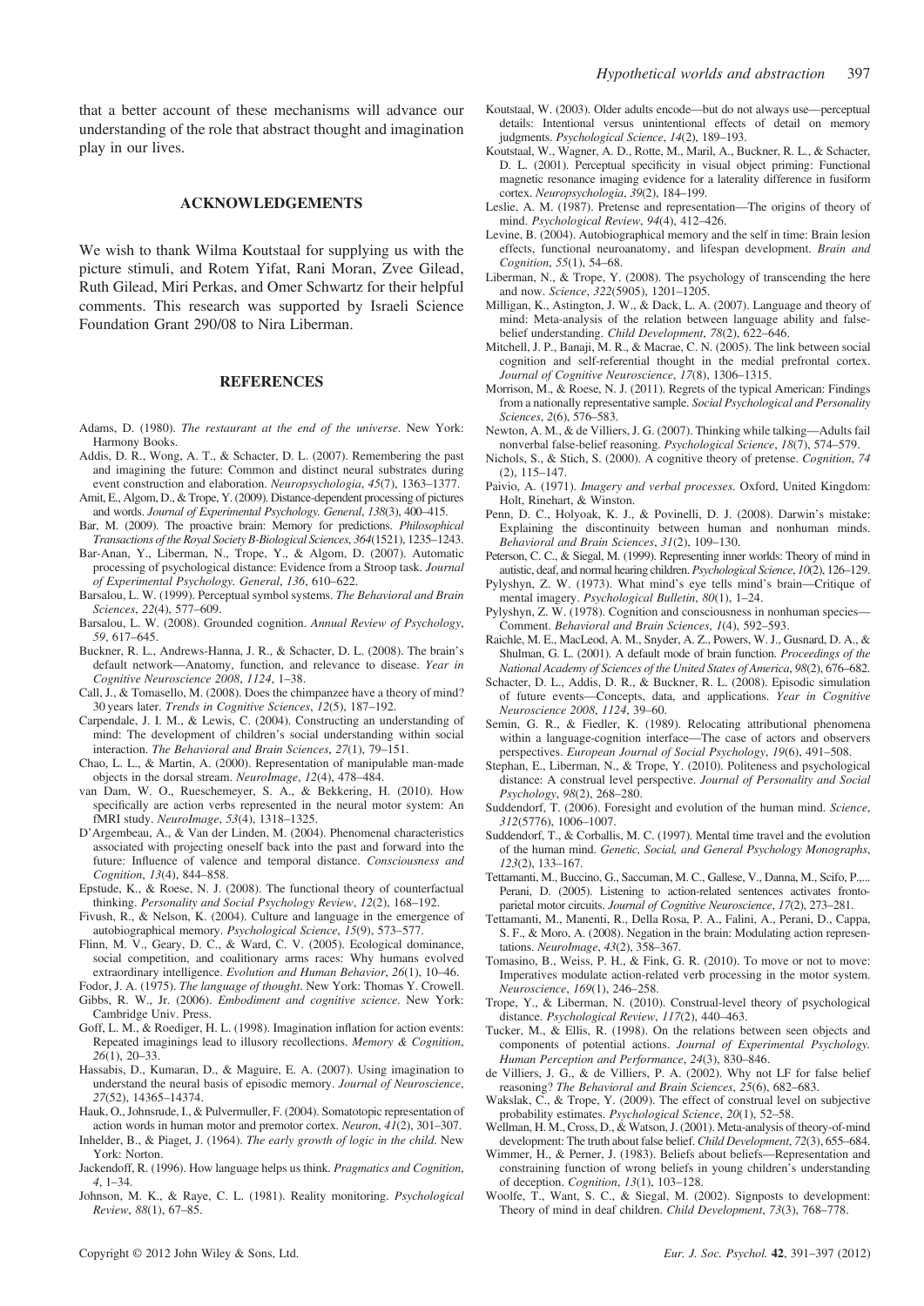that a better account of these mechanisms will advance our understanding of the role that abstract thought and imagination play in our lives.

## ACKNOWLEDGEMENTS

We wish to thank Wilma Koutstaal for supplying us with the picture stimuli, and Rotem Yifat, Rani Moran, Zvee Gilead, Ruth Gilead, Miri Perkas, and Omer Schwartz for their helpful comments. This research was supported by Israeli Science Foundation Grant 290/08 to Nira Liberman.

## REFERENCES

Adams, D. (1980). *The restaurant at the end of the universe*. New York: Harmony Books.

Addis, D. R., Wong, A. T., & Schacter, D. L. (2007). Remembering the past and imagining the future: Common and distinct neural substrates during event construction and elaboration. *Neuropsychologia*, *45*(7), 1363–1377.

Amit, E., Algom, D., & Trope, Y. (2009). Distance-dependent processing of pictures and words. *Journal of Experimental Psychology. General*, *138*(3), 400–415.

Bar, M. (2009). The proactive brain: Memory for predictions. *Philosophical Transactions of the Royal Society B-Biological Sciences*, *364*(1521), 1235–1243.

Bar-Anan, Y., Liberman, N., Trope, Y., & Algom, D. (2007). Automatic processing of psychological distance: Evidence from a Stroop task. *Journal of Experimental Psychology. General*, *136*, 610–622.

Barsalou, L. W. (1999). Perceptual symbol systems. *The Behavioral and Brain Sciences*, *22*(4), 577–609.

Barsalou, L. W. (2008). Grounded cognition. *Annual Review of Psychology*, *59*, 617–645.

Buckner, R. L., Andrews-Hanna, J. R., & Schacter, D. L. (2008). The brain's default network—Anatomy, function, and relevance to disease. *Year in Cognitive Neuroscience 2008*, *1124*, 1–38.

Call, J., & Tomasello, M. (2008). Does the chimpanzee have a theory of mind? 30 years later. *Trends in Cognitive Sciences*, *12*(5), 187–192.

Carpendale, J. I. M., & Lewis, C. (2004). Constructing an understanding of mind: The development of children's social understanding within social interaction. *The Behavioral and Brain Sciences*, *27*(1), 79–151.

Chao, L. L., & Martin, A. (2000). Representation of manipulable man-made objects in the dorsal stream. *NeuroImage*, *12*(4), 478–484.

van Dam, W. O., Rueschemeyer, S. A., & Bekkering, H. (2010). How specifically are action verbs represented in the neural motor system: An fMRI study. *NeuroImage*, *53*(4), 1318–1325.

D'Argembeau, A., & Van der Linden, M. (2004). Phenomenal characteristics associated with projecting oneself back into the past and forward into the future: Influence of valence and temporal distance. *Consciousness and Cognition*, *13*(4), 844–858.

Epstude, K., & Roese, N. J. (2008). The functional theory of counterfactual thinking. *Personality and Social Psychology Review*, *12*(2), 168–192.

Fivush, R., & Nelson, K. (2004). Culture and language in the emergence of autobiographical memory. *Psychological Science*, *15*(9), 573–577.

Flinn, M. V., Geary, D. C., & Ward, C. V. (2005). Ecological dominance, social competition, and coalitionary arms races: Why humans evolved extraordinary intelligence. *Evolution and Human Behavior*, *26*(1), 10–46.

Fodor, J. A. (1975). *The language of thought*. New York: Thomas Y. Crowell.

Gibbs, R. W., Jr. (2006). *Embodiment and cognitive science*. New York: Cambridge Univ. Press.

Goff, L. M., & Roediger, H. L. (1998). Imagination inflation for action events: Repeated imaginings lead to illusory recollections. *Memory & Cognition*, *26*(1), 20–33.

Hassabis, D., Kumaran, D., & Maguire, E. A. (2007). Using imagination to understand the neural basis of episodic memory. *Journal of Neuroscience*, *27*(52), 14365–14374.

Hauk, O., Johnsrude, I., & Pulvermuller, F. (2004). Somatotopic representation of action words in human motor and premotor cortex. *Neuron*, *41*(2), 301–307.

Inhelder, B., & Piaget, J. (1964). *The early growth of logic in the child*. New York: Norton.

Jackendoff, R. (1996). How language helps us think. *Pragmatics and Cognition*, *4*, 1–34.

Johnson, M. K., & Raye, C. L. (1981). Reality monitoring. *Psychological Review*, *88*(1), 67–85.

Koutstaal, W. (2003). Older adults encode—but do not always use—perceptual details: Intentional versus unintentional effects of detail on memory judgments. *Psychological Science*, *14*(2), 189–193.

Koutstaal, W., Wagner, A. D., Rotte, M., Maril, A., Buckner, R. L., & Schacter, D. L. (2001). Perceptual specificity in visual object priming: Functional magnetic resonance imaging evidence for a laterality difference in fusiform cortex. *Neuropsychologia*, *39*(2), 184–199.

Leslie, A. M. (1987). Pretense and representation—The origins of theory of mind. *Psychological Review*, *94*(4), 412–426.

Levine, B. (2004). Autobiographical memory and the self in time: Brain lesion effects, functional neuroanatomy, and lifespan development. *Brain and Cognition*, *55*(1), 54–68.

Liberman, N., & Trope, Y. (2008). The psychology of transcending the here and now. *Science*, *322*(5905), 1201–1205.

Milligan, K., Astington, J. W., & Dack, L. A. (2007). Language and theory of mind: Meta-analysis of the relation between language ability and false-belief understanding. *Child Development*, *78*(2), 622–646.

Mitchell, J. P., Banaji, M. R., & Macrae, C. N. (2005). The link between social cognition and self-referential thought in the medial prefrontal cortex. *Journal of Cognitive Neuroscience*, *17*(8), 1306–1315.

Morrison, M., & Roese, N. J. (2011). Regrets of the typical American: Findings from a nationally representative sample. *Social Psychological and Personality Sciences*, *2*(6), 576–583.

Newton, A. M., & de Villiers, J. G. (2007). Thinking while talking—Adults fail nonverbal false-belief reasoning. *Psychological Science*, *18*(7), 574–579.

Nichols, S., & Stich, S. (2000). A cognitive theory of pretense. *Cognition*, *74* (2), 115–147.

Paivio, A. (1971). *Imagery and verbal processes*. Oxford, United Kingdom: Holt, Rinehart, & Winston.

Penn, D. C., Holyoak, K. J., & Povinelli, D. J. (2008). Darwin's mistake: Explaining the discontinuity between human and nonhuman minds. *Behavioral and Brain Sciences*, *31*(2), 109–130.

Peterson, C. C., & Siegal, M. (1999). Representing inner worlds: Theory of mind in autistic, deaf, and normal hearing children. *Psychological Science*, *10*(2), 126–129.

Pylyshyn, Z. W. (1973). What mind's eye tells mind's brain—Critique of mental imagery. *Psychological Bulletin*, *80*(1), 1–24.

Pylyshyn, Z. W. (1978). Cognition and consciousness in nonhuman species—Comment. *Behavioral and Brain Sciences*, *1*(4), 592–593.

Raichle, M. E., MacLeod, A. M., Snyder, A. Z., Powers, W. J., Gusnard, D. A., & Shulman, G. L. (2001). A default mode of brain function. *Proceedings of the National Academy of Sciences of the United States of America*, *98*(2), 676–682.

Schacter, D. L., Addis, D. R., & Buckner, R. L. (2008). Episodic simulation of future events—Concepts, data, and applications. *Year in Cognitive Neuroscience 2008*, *1124*, 39–60.

Semin, G. R., & Fiedler, K. (1989). Relocating attributional phenomena within a language-cognition interface—The case of actors and observers perspectives. *European Journal of Social Psychology*, *19*(6), 491–508.

Stephan, E., Liberman, N., & Trope, Y. (2010). Politeness and psychological distance: A construal level perspective. *Journal of Personality and Social Psychology*, *98*(2), 268–280.

Suddendorf, T. (2006). Foresight and evolution of the human mind. *Science*, *312*(5776), 1006–1007.

Suddendorf, T., & Corballis, M. C. (1997). Mental time travel and the evolution of the human mind. *Genetic, Social, and General Psychology Monographs*, *123*(2), 133–167.

Tettamanti, M., Buccino, G., Saccuman, M. C., Gallese, V., Danna, M., Scifo, P.,... Perani, D. (2005). Listening to action-related sentences activates fronto-parietal motor circuits. *Journal of Cognitive Neuroscience*, *17*(2), 273–281.

Tettamanti, M., Manenti, R., Della Rosa, P. A., Falini, A., Perani, D., Cappa, S. F., & Moro, A. (2008). Negation in the brain: Modulating action representations. *NeuroImage*, *43*(2), 358–367.

Tomasino, B., Weiss, P. H., & Fink, G. R. (2010). To move or not to move: Imperatives modulate action-related verb processing in the motor system. *Neuroscience*, *169*(1), 246–258.

Trope, Y., & Liberman, N. (2010). Construal-level theory of psychological distance. *Psychological Review*, *117*(2), 440–463.

Tucker, M., & Ellis, R. (1998). On the relations between seen objects and components of potential actions. *Journal of Experimental Psychology. Human Perception and Performance*, *24*(3), 830–846.

de Villiers, J. G., & de Villiers, P. A. (2002). Why not LF for false belief reasoning? *The Behavioral and Brain Sciences*, *25*(6), 682–683.

Wakslak, C., & Trope, Y. (2009). The effect of construal level on subjective probability estimates. *Psychological Science*, *20*(1), 52–58.

Wellman, H. M., Cross, D., & Watson, J. (2001). Meta-analysis of theory-of-mind development: The truth about false belief. *Child Development*, *72*(3), 655–684.

Wimmer, H., & Perner, J. (1983). Beliefs about beliefs—Representation and constraining function of wrong beliefs in young children's understanding of deception. *Cognition*, *13*(1), 103–128.

Woolfe, T., Want, S. C., & Siegal, M. (2002). Signposts to development: Theory of mind in deaf children. *Child Development*, *73*(3), 768–778.